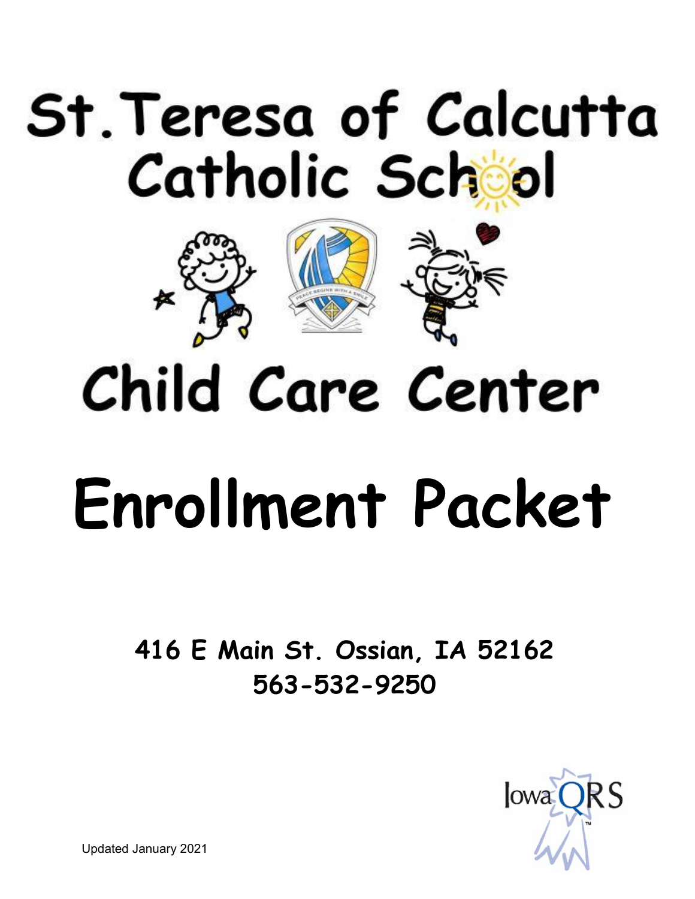# St. Teresa of Calcutta Catholic School

# Child Care Center

# Enrollment Packet

**416 E Main St. Ossian, IA 52162**

**563-532-9250**

Updated January 2021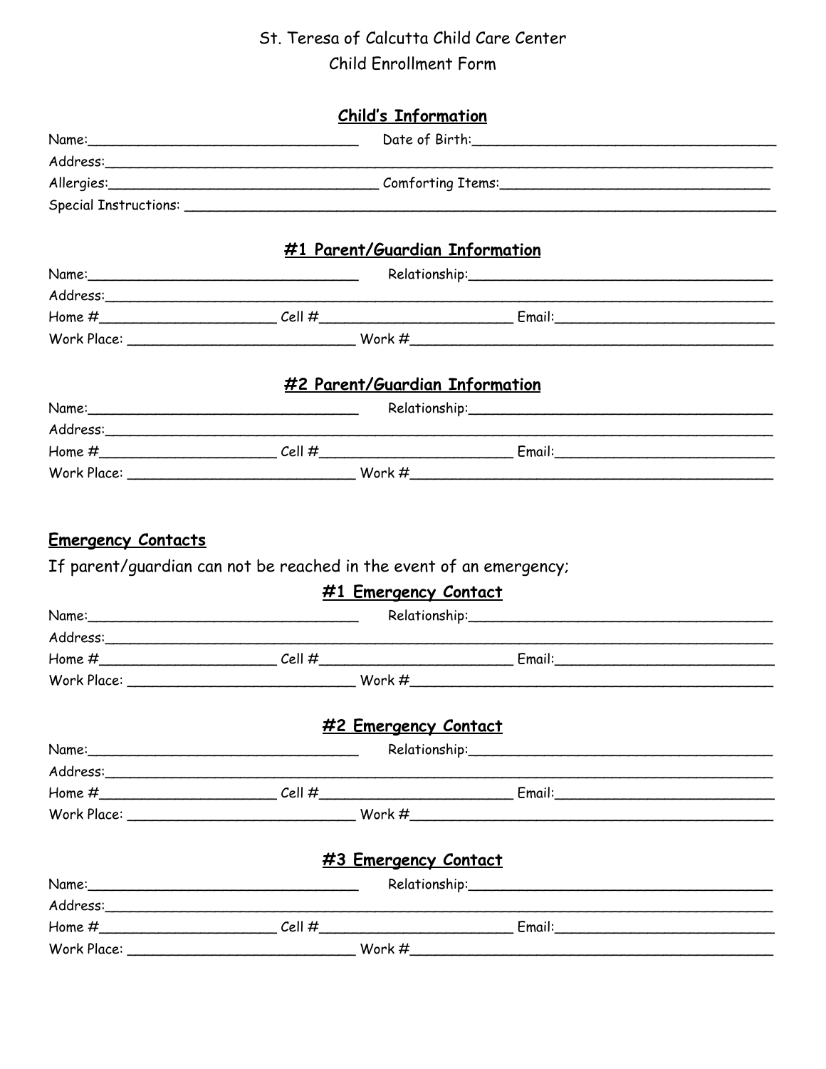St. Teresa of Calcutta Child Care Center

Child Enrollment Form

## Child's Information

Name:________________________________ Date of Birth:___________________________________

Address:_________________________________________________________________________

Allergies:________________________________ Comforting Items:____________________________

Special Instructions: ______________________________________________________________

## #1 Parent/Guardian Information

Name:________________________________ Relationship:___________________________________

Address:_________________________________________________________________________

Home #____________________ Cell #______________________ Email:_________________________

Work Place: __________________________ Work #______________________________________

## #2 Parent/Guardian Information

Name:________________________________ Relationship:___________________________________

Address:_________________________________________________________________________

Home #____________________ Cell #______________________ Email:_________________________

Work Place: __________________________ Work #______________________________________

## Emergency Contacts

If parent/guardian can not be reached in the event of an emergency;

### #1 Emergency Contact

Name:________________________________ Relationship:___________________________________

Address:_________________________________________________________________________

Home #____________________ Cell #______________________ Email:_________________________

Work Place: __________________________ Work #______________________________________

### #2 Emergency Contact

Name:________________________________ Relationship:___________________________________

Address:_________________________________________________________________________

Home #____________________ Cell #______________________ Email:_________________________

Work Place: __________________________ Work #______________________________________

### #3 Emergency Contact

Name:________________________________ Relationship:___________________________________

Address:_________________________________________________________________________

Home #____________________ Cell #______________________ Email:_________________________

Work Place: __________________________ Work #______________________________________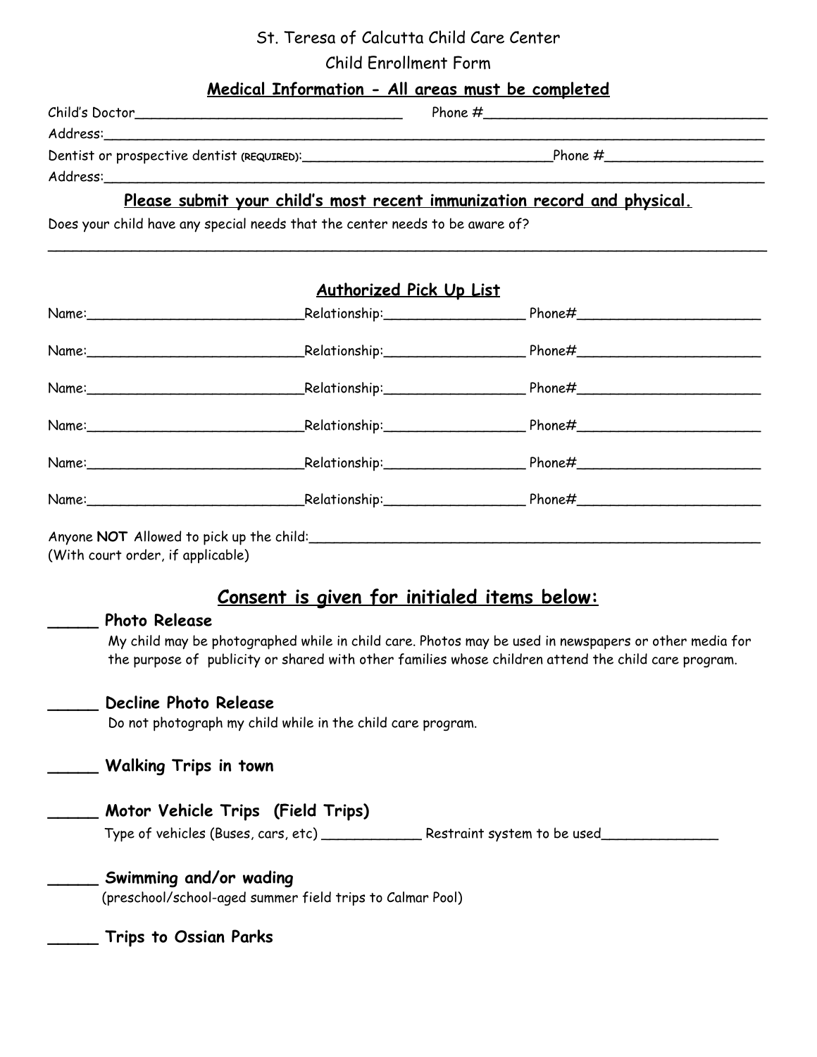St. Teresa of Calcutta Child Care Center

Child Enrollment Form

## Medical Information - All areas must be completed

Child's Doctor_________________________________ Phone #_________________________________

Address:_____________________________________________________________________________

Dentist or prospective dentist (REQUIRED):_____________________________Phone #___________________

Address:_____________________________________________________________________________

**Please submit your child's most recent immunization record and physical.**

Does your child have any special needs that the center needs to be aware of?

_____________________________________________________________________________________

## Authorized Pick Up List

Name:__________________________Relationship:_________________ Phone#______________________

Name:__________________________Relationship:_________________ Phone#______________________

Name:__________________________Relationship:_________________ Phone#______________________

Name:__________________________Relationship:_________________ Phone#______________________

Name:__________________________Relationship:_________________ Phone#______________________

Name:__________________________Relationship:_________________ Phone#______________________

Anyone **NOT** Allowed to pick up the child:_____________________________________________________
(With court order, if applicable)

## Consent is given for initialed items below:

_____ **Photo Release**

My child may be photographed while in child care. Photos may be used in newspapers or other media for the purpose of publicity or shared with other families whose children attend the child care program.

_____ **Decline Photo Release**

Do not photograph my child while in the child care program.

_____ **Walking Trips in town**

_____ **Motor Vehicle Trips (Field Trips)**

Type of vehicles (Buses, cars, etc) ____________ Restraint system to be used______________

_____ **Swimming and/or wading**

(preschool/school-aged summer field trips to Calmar Pool)

_____ **Trips to Ossian Parks**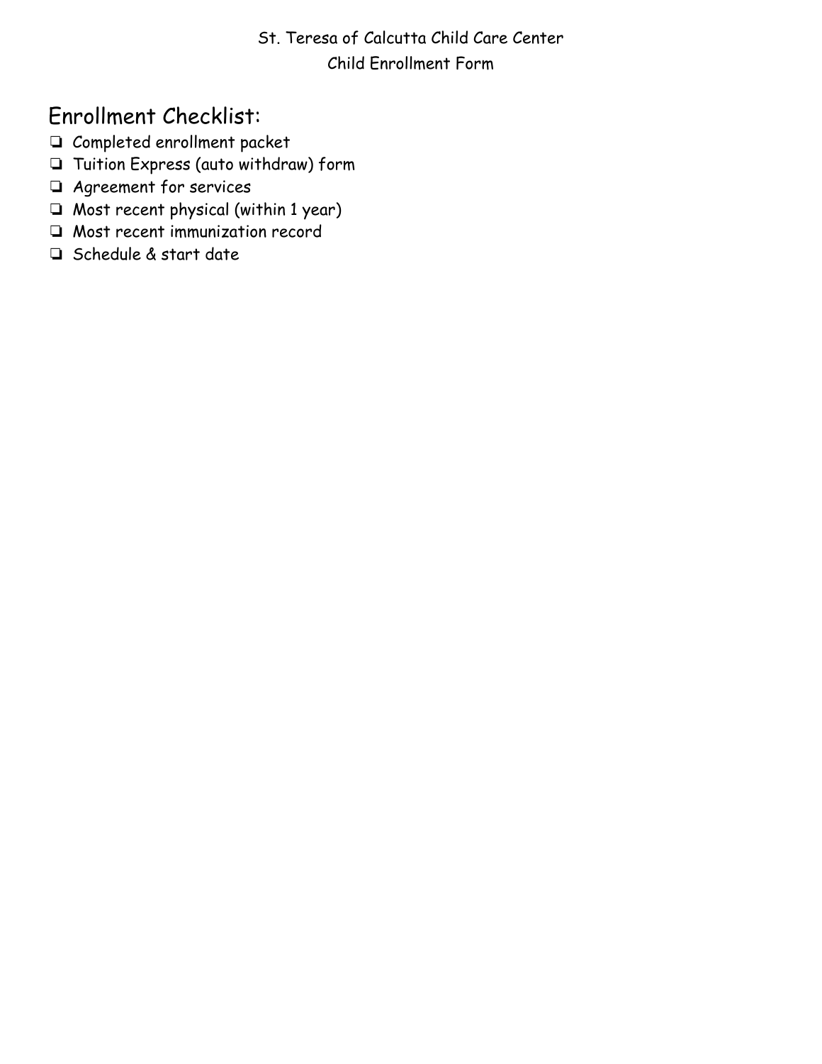St. Teresa of Calcutta Child Care Center

Child Enrollment Form

## Enrollment Checklist:

- ❏ Completed enrollment packet
- ❏ Tuition Express (auto withdraw) form
- ❏ Agreement for services
- ❏ Most recent physical (within 1 year)
- ❏ Most recent immunization record
- ❏ Schedule & start date